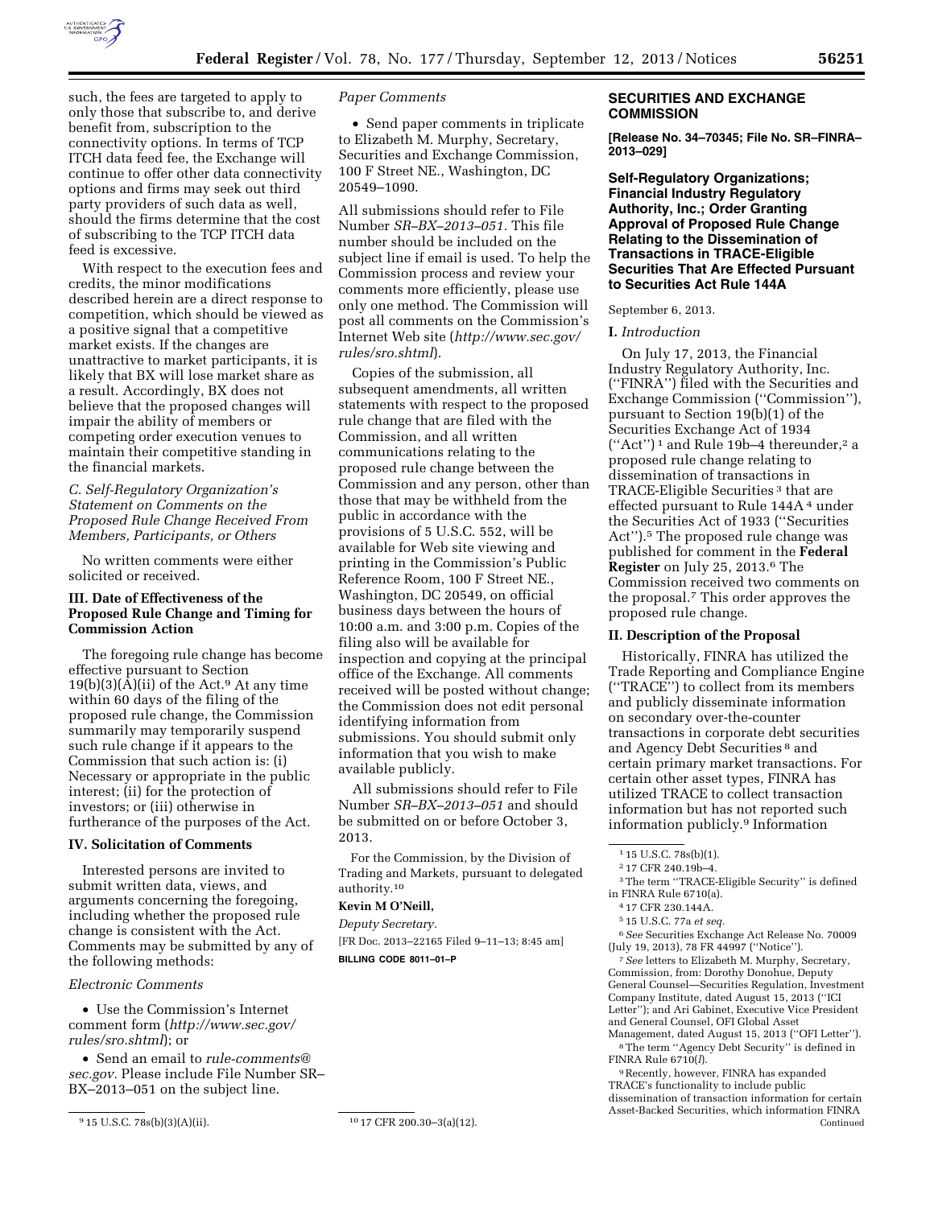such, the fees are targeted to apply to only those that subscribe to, and derive benefit from, subscription to the connectivity options. In terms of TCP ITCH data feed fee, the Exchange will continue to offer other data connectivity options and firms may seek out third party providers of such data as well, should the firms determine that the cost of subscribing to the TCP ITCH data feed is excessive.

With respect to the execution fees and credits, the minor modifications described herein are a direct response to competition, which should be viewed as a positive signal that a competitive market exists. If the changes are unattractive to market participants, it is likely that BX will lose market share as a result. Accordingly, BX does not believe that the proposed changes will impair the ability of members or competing order execution venues to maintain their competitive standing in the financial markets.

*C. Self-Regulatory Organization's Statement on Comments on the Proposed Rule Change Received From Members, Participants, or Others*

No written comments were either solicited or received.

**III. Date of Effectiveness of the Proposed Rule Change and Timing for Commission Action**

The foregoing rule change has become effective pursuant to Section 19(b)(3)(A)(ii) of the Act.[9] At any time within 60 days of the filing of the proposed rule change, the Commission summarily may temporarily suspend such rule change if it appears to the Commission that such action is: (i) Necessary or appropriate in the public interest; (ii) for the protection of investors; or (iii) otherwise in furtherance of the purposes of the Act.

**IV. Solicitation of Comments**

Interested persons are invited to submit written data, views, and arguments concerning the foregoing, including whether the proposed rule change is consistent with the Act. Comments may be submitted by any of the following methods:

*Electronic Comments*

- Use the Commission's Internet comment form (*http://www.sec.gov/rules/sro.shtml*); or
- Send an email to *rule-comments@sec.gov.* Please include File Number SR–BX–2013–051 on the subject line.

*Paper Comments*

- Send paper comments in triplicate to Elizabeth M. Murphy, Secretary, Securities and Exchange Commission, 100 F Street NE., Washington, DC 20549–1090.

All submissions should refer to File Number *SR–BX–2013–051*. This file number should be included on the subject line if email is used. To help the Commission process and review your comments more efficiently, please use only one method. The Commission will post all comments on the Commission's Internet Web site (*http://www.sec.gov/rules/sro.shtml*).

Copies of the submission, all subsequent amendments, all written statements with respect to the proposed rule change that are filed with the Commission, and all written communications relating to the proposed rule change between the Commission and any person, other than those that may be withheld from the public in accordance with the provisions of 5 U.S.C. 552, will be available for Web site viewing and printing in the Commission's Public Reference Room, 100 F Street NE., Washington, DC 20549, on official business days between the hours of 10:00 a.m. and 3:00 p.m. Copies of the filing also will be available for inspection and copying at the principal office of the Exchange. All comments received will be posted without change; the Commission does not edit personal identifying information from submissions. You should submit only information that you wish to make available publicly.

All submissions should refer to File Number *SR–BX–2013–051* and should be submitted on or before October 3, 2013.

For the Commission, by the Division of Trading and Markets, pursuant to delegated authority.[10]

**Kevin M O'Neill,**

*Deputy Secretary.*

[FR Doc. 2013–22165 Filed 9–11–13; 8:45 am]

**BILLING CODE 8011–01–P**

[9] 15 U.S.C. 78s(b)(3)(A)(ii).

[10] 17 CFR 200.30–3(a)(12).

## SECURITIES AND EXCHANGE COMMISSION

**[Release No. 34–70345; File No. SR–FINRA–2013–029]**

**Self-Regulatory Organizations; Financial Industry Regulatory Authority, Inc.; Order Granting Approval of Proposed Rule Change Relating to the Dissemination of Transactions in TRACE-Eligible Securities That Are Effected Pursuant to Securities Act Rule 144A**

September 6, 2013.

**I.** *Introduction*

On July 17, 2013, the Financial Industry Regulatory Authority, Inc. (''FINRA'') filed with the Securities and Exchange Commission (''Commission''), pursuant to Section 19(b)(1) of the Securities Exchange Act of 1934 (''Act'')[1] and Rule 19b–4 thereunder,[2] a proposed rule change relating to dissemination of transactions in TRACE-Eligible Securities[3] that are effected pursuant to Rule 144A[4] under the Securities Act of 1933 (''Securities Act'').[5] The proposed rule change was published for comment in the **Federal Register** on July 25, 2013.[6] The Commission received two comments on the proposal.[7] This order approves the proposed rule change.

**II. Description of the Proposal**

Historically, FINRA has utilized the Trade Reporting and Compliance Engine (''TRACE'') to collect from its members and publicly disseminate information on secondary over-the-counter transactions in corporate debt securities and Agency Debt Securities[8] and certain primary market transactions. For certain other asset types, FINRA has utilized TRACE to collect transaction information but has not reported such information publicly.[9] Information

[1] 15 U.S.C. 78s(b)(1).

[2] 17 CFR 240.19b–4.

[3] The term ''TRACE-Eligible Security'' is defined in FINRA Rule 6710(a).

[4] 17 CFR 230.144A.

[5] 15 U.S.C. 77a *et seq.*

[6] *See* Securities Exchange Act Release No. 70009 (July 19, 2013), 78 FR 44997 (''Notice'').

[7] *See* letters to Elizabeth M. Murphy, Secretary, Commission, from: Dorothy Donohue, Deputy General Counsel—Securities Regulation, Investment Company Institute, dated August 15, 2013 (''ICI Letter''); and Ari Gabinet, Executive Vice President and General Counsel, OFI Global Asset Management, dated August 15, 2013 (''OFI Letter'').

[8] The term ''Agency Debt Security'' is defined in FINRA Rule 6710(*l*).

[9] Recently, however, FINRA has expanded TRACE's functionality to include public dissemination of transaction information for certain Asset-Backed Securities, which information FINRA Continued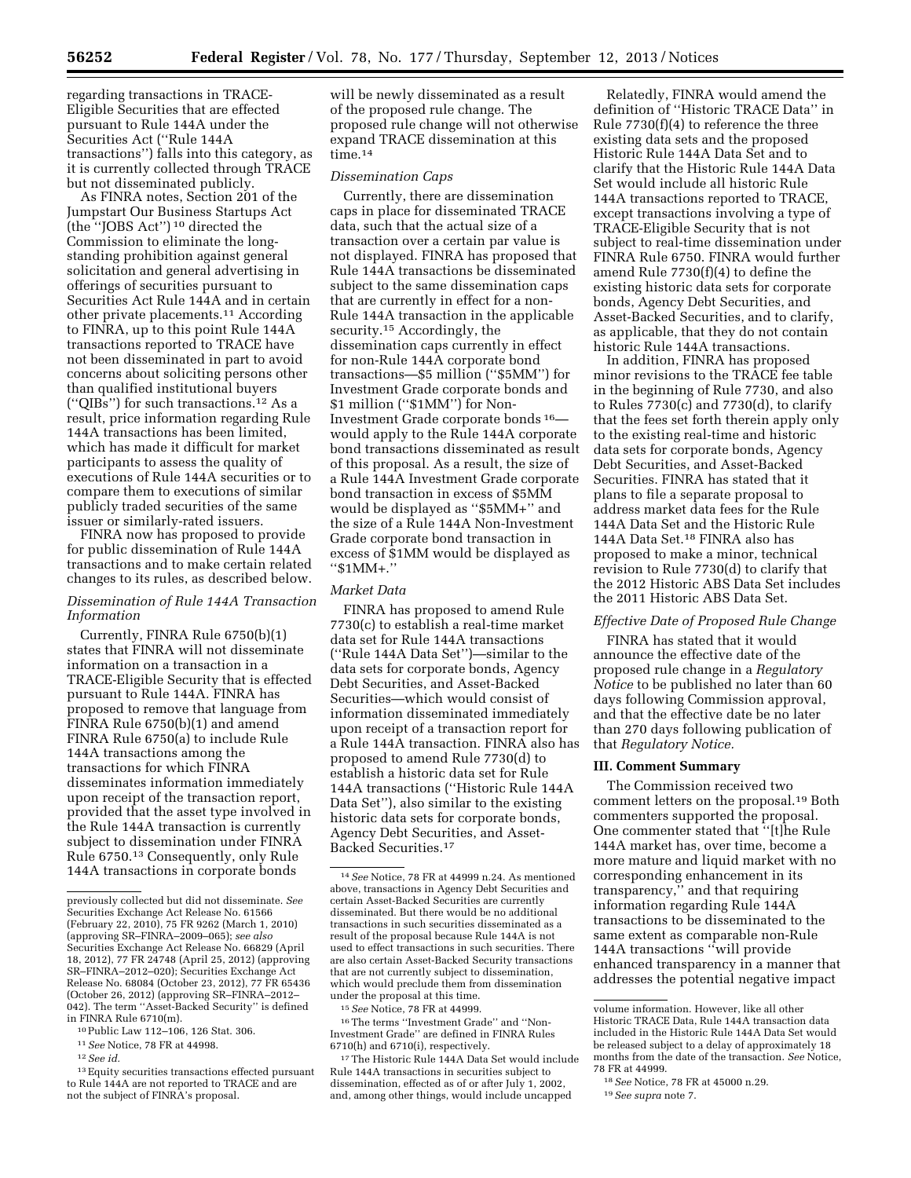regarding transactions in TRACE-Eligible Securities that are effected pursuant to Rule 144A under the Securities Act (''Rule 144A transactions'') falls into this category, as it is currently collected through TRACE but not disseminated publicly.

As FINRA notes, Section 201 of the Jumpstart Our Business Startups Act (the ''JOBS Act'')[10] directed the Commission to eliminate the long-standing prohibition against general solicitation and general advertising in offerings of securities pursuant to Securities Act Rule 144A and in certain other private placements.[11] According to FINRA, up to this point Rule 144A transactions reported to TRACE have not been disseminated in part to avoid concerns about soliciting persons other than qualified institutional buyers (''QIBs'') for such transactions.[12] As a result, price information regarding Rule 144A transactions has been limited, which has made it difficult for market participants to assess the quality of executions of Rule 144A securities or to compare them to executions of similar publicly traded securities of the same issuer or similarly-rated issuers.

FINRA now has proposed to provide for public dissemination of Rule 144A transactions and to make certain related changes to its rules, as described below.

*Dissemination of Rule 144A Transaction Information*

Currently, FINRA Rule 6750(b)(1) states that FINRA will not disseminate information on a transaction in a TRACE-Eligible Security that is effected pursuant to Rule 144A. FINRA has proposed to remove that language from FINRA Rule 6750(b)(1) and amend FINRA Rule 6750(a) to include Rule 144A transactions among the transactions for which FINRA disseminates information immediately upon receipt of the transaction report, provided that the asset type involved in the Rule 144A transaction is currently subject to dissemination under FINRA Rule 6750.[13] Consequently, only Rule 144A transactions in corporate bonds will be newly disseminated as a result of the proposed rule change. The proposed rule change will not otherwise expand TRACE dissemination at this time.[14]

*Dissemination Caps*

Currently, there are dissemination caps in place for disseminated TRACE data, such that the actual size of a transaction over a certain par value is not displayed. FINRA has proposed that Rule 144A transactions be disseminated subject to the same dissemination caps that are currently in effect for a non-Rule 144A transaction in the applicable security.[15] Accordingly, the dissemination caps currently in effect for non-Rule 144A corporate bond transactions—$5 million (''$5MM'') for Investment Grade corporate bonds and $1 million (''$1MM'') for Non-Investment Grade corporate bonds[16]—would apply to the Rule 144A corporate bond transactions disseminated as result of this proposal. As a result, the size of a Rule 144A Investment Grade corporate bond transaction in excess of $5MM would be displayed as ''$5MM+'' and the size of a Rule 144A Non-Investment Grade corporate bond transaction in excess of $1MM would be displayed as ''$1MM+.''

*Market Data*

FINRA has proposed to amend Rule 7730(c) to establish a real-time market data set for Rule 144A transactions (''Rule 144A Data Set'')—similar to the data sets for corporate bonds, Agency Debt Securities, and Asset-Backed Securities—which would consist of information disseminated immediately upon receipt of a transaction report for a Rule 144A transaction. FINRA also has proposed to amend Rule 7730(d) to establish a historic data set for Rule 144A transactions (''Historic Rule 144A Data Set''), also similar to the existing historic data sets for corporate bonds, Agency Debt Securities, and Asset-Backed Securities.[17]

Relatedly, FINRA would amend the definition of ''Historic TRACE Data'' in Rule 7730(f)(4) to reference the three existing data sets and the proposed Historic Rule 144A Data Set and to clarify that the Historic Rule 144A Data Set would include all historic Rule 144A transactions reported to TRACE, except transactions involving a type of TRACE-Eligible Security that is not subject to real-time dissemination under FINRA Rule 6750. FINRA would further amend Rule 7730(f)(4) to define the existing historic data sets for corporate bonds, Agency Debt Securities, and Asset-Backed Securities, and to clarify, as applicable, that they do not contain historic Rule 144A transactions.

In addition, FINRA has proposed minor revisions to the TRACE fee table in the beginning of Rule 7730, and also to Rules 7730(c) and 7730(d), to clarify that the fees set forth therein apply only to the existing real-time and historic data sets for corporate bonds, Agency Debt Securities, and Asset-Backed Securities. FINRA has stated that it plans to file a separate proposal to address market data fees for the Rule 144A Data Set and the Historic Rule 144A Data Set.[18] FINRA also has proposed to make a minor, technical revision to Rule 7730(d) to clarify that the 2012 Historic ABS Data Set includes the 2011 Historic ABS Data Set.

*Effective Date of Proposed Rule Change*

FINRA has stated that it would announce the effective date of the proposed rule change in a *Regulatory Notice* to be published no later than 60 days following Commission approval, and that the effective date be no later than 270 days following publication of that *Regulatory Notice.*

**III. Comment Summary**

The Commission received two comment letters on the proposal.[19] Both commenters supported the proposal. One commenter stated that ''[t]he Rule 144A market has, over time, become a more mature and liquid market with no corresponding enhancement in its transparency,'' and that requiring information regarding Rule 144A transactions to be disseminated to the same extent as comparable non-Rule 144A transactions ''will provide enhanced transparency in a manner that addresses the potential negative impact

---

previously collected but did not disseminate. *See* Securities Exchange Act Release No. 61566 (February 22, 2010), 75 FR 9262 (March 1, 2010) (approving SR–FINRA–2009–065); *see also* Securities Exchange Act Release No. 66829 (April 18, 2012), 77 FR 24748 (April 25, 2012) (approving SR–FINRA–2012–020); Securities Exchange Act Release No. 68084 (October 23, 2012), 77 FR 65436 (October 26, 2012) (approving SR–FINRA–2012–042). The term ''Asset-Backed Security'' is defined in FINRA Rule 6710(m).

[10] Public Law 112–106, 126 Stat. 306.

[11] *See* Notice, 78 FR at 44998.

[12] *See id.*

[13] Equity securities transactions effected pursuant to Rule 144A are not reported to TRACE and are not the subject of FINRA's proposal.

[14] *See* Notice, 78 FR at 44999 n.24. As mentioned above, transactions in Agency Debt Securities and certain Asset-Backed Securities are currently disseminated. But there would be no additional transactions in such securities disseminated as a result of the proposal because Rule 144A is not used to effect transactions in such securities. There are also certain Asset-Backed Security transactions that are not currently subject to dissemination, which would preclude them from dissemination under the proposal at this time.

[15] *See* Notice, 78 FR at 44999.

[16] The terms ''Investment Grade'' and ''Non-Investment Grade'' are defined in FINRA Rules 6710(h) and 6710(i), respectively.

[17] The Historic Rule 144A Data Set would include Rule 144A transactions in securities subject to dissemination, effected as of or after July 1, 2002, and, among other things, would include uncapped volume information. However, like all other Historic TRACE Data, Rule 144A transaction data included in the Historic Rule 144A Data Set would be released subject to a delay of approximately 18 months from the date of the transaction. *See* Notice, 78 FR at 44999.

[18] *See* Notice, 78 FR at 45000 n.29.

[19] *See supra* note 7.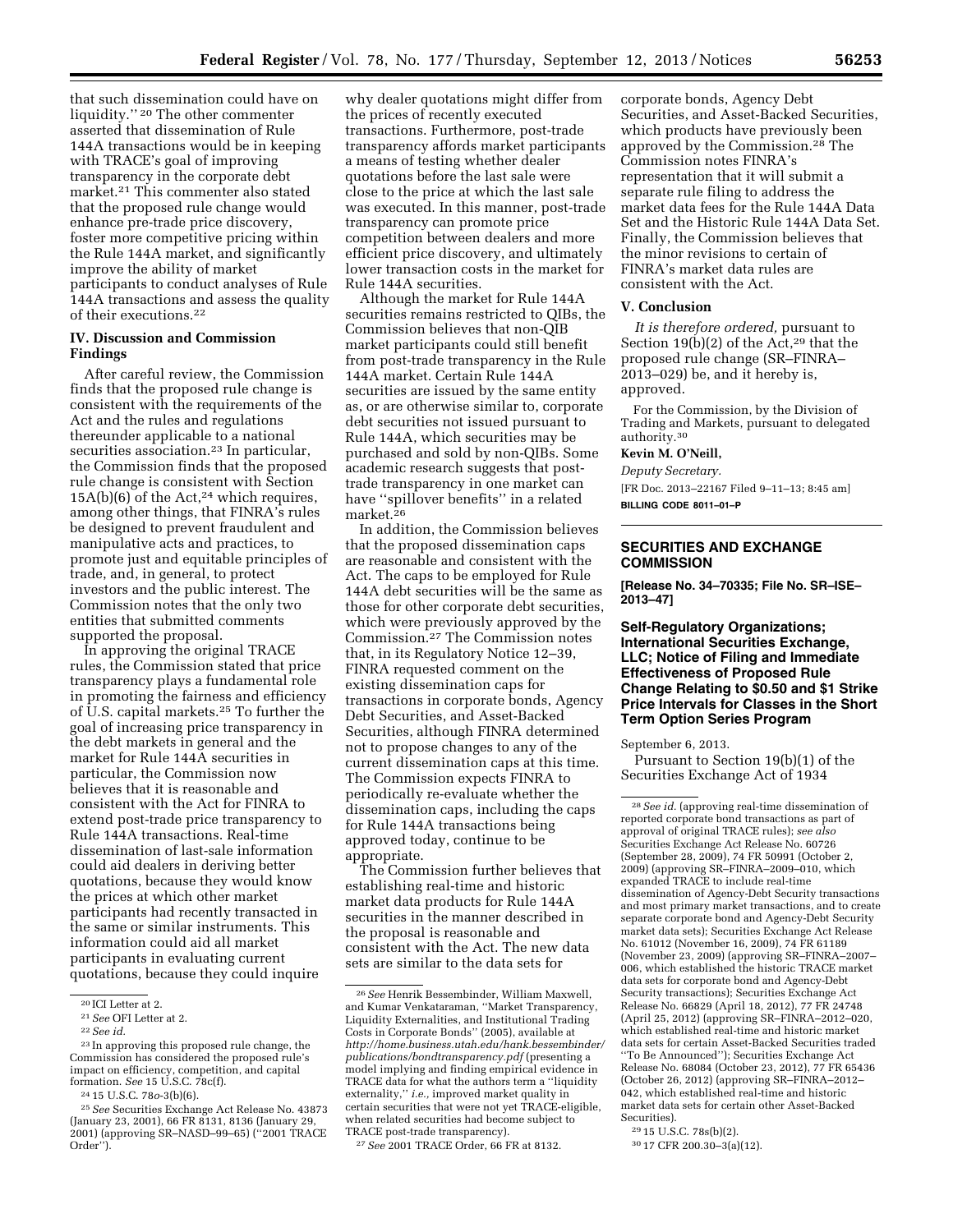that such dissemination could have on liquidity.''[20] The other commenter asserted that dissemination of Rule 144A transactions would be in keeping with TRACE's goal of improving transparency in the corporate debt market.[21] This commenter also stated that the proposed rule change would enhance pre-trade price discovery, foster more competitive pricing within the Rule 144A market, and significantly improve the ability of market participants to conduct analyses of Rule 144A transactions and assess the quality of their executions.[22]

### IV. Discussion and Commission Findings

After careful review, the Commission finds that the proposed rule change is consistent with the requirements of the Act and the rules and regulations thereunder applicable to a national securities association.[23] In particular, the Commission finds that the proposed rule change is consistent with Section 15A(b)(6) of the Act,[24] which requires, among other things, that FINRA's rules be designed to prevent fraudulent and manipulative acts and practices, to promote just and equitable principles of trade, and, in general, to protect investors and the public interest. The Commission notes that the only two entities that submitted comments supported the proposal.

In approving the original TRACE rules, the Commission stated that price transparency plays a fundamental role in promoting the fairness and efficiency of U.S. capital markets.[25] To further the goal of increasing price transparency in the debt markets in general and the market for Rule 144A securities in particular, the Commission now believes that it is reasonable and consistent with the Act for FINRA to extend post-trade price transparency to Rule 144A transactions. Real-time dissemination of last-sale information could aid dealers in deriving better quotations, because they would know the prices at which other market participants had recently transacted in the same or similar instruments. This information could aid all market participants in evaluating current quotations, because they could inquire why dealer quotations might differ from the prices of recently executed transactions. Furthermore, post-trade transparency affords market participants a means of testing whether dealer quotations before the last sale were close to the price at which the last sale was executed. In this manner, post-trade transparency can promote price competition between dealers and more efficient price discovery, and ultimately lower transaction costs in the market for Rule 144A securities.

Although the market for Rule 144A securities remains restricted to QIBs, the Commission believes that non-QIB market participants could still benefit from post-trade transparency in the Rule 144A market. Certain Rule 144A securities are issued by the same entity as, or are otherwise similar to, corporate debt securities not issued pursuant to Rule 144A, which securities may be purchased and sold by non-QIBs. Some academic research suggests that post-trade transparency in one market can have ''spillover benefits'' in a related market.[26]

In addition, the Commission believes that the proposed dissemination caps are reasonable and consistent with the Act. The caps to be employed for Rule 144A debt securities will be the same as those for other corporate debt securities, which were previously approved by the Commission.[27] The Commission notes that, in its Regulatory Notice 12–39, FINRA requested comment on the existing dissemination caps for transactions in corporate bonds, Agency Debt Securities, and Asset-Backed Securities, although FINRA determined not to propose changes to any of the current dissemination caps at this time. The Commission expects FINRA to periodically re-evaluate whether the dissemination caps, including the caps for Rule 144A transactions being approved today, continue to be appropriate.

The Commission further believes that establishing real-time and historic market data products for Rule 144A securities in the manner described in the proposal is reasonable and consistent with the Act. The new data sets are similar to the data sets for corporate bonds, Agency Debt Securities, and Asset-Backed Securities, which products have previously been approved by the Commission.[28] The Commission notes FINRA's representation that it will submit a separate rule filing to address the market data fees for the Rule 144A Data Set and the Historic Rule 144A Data Set. Finally, the Commission believes that the minor revisions to certain of FINRA's market data rules are consistent with the Act.

### V. Conclusion

*It is therefore ordered,* pursuant to Section 19(b)(2) of the Act,[29] that the proposed rule change (SR–FINRA–2013–029) be, and it hereby is, approved.

For the Commission, by the Division of Trading and Markets, pursuant to delegated authority.[30]

**Kevin M. O'Neill,**

*Deputy Secretary.*

[FR Doc. 2013–22167 Filed 9–11–13; 8:45 am]

**BILLING CODE 8011–01–P**

---

[20] ICI Letter at 2.

[21] *See* OFI Letter at 2.

[22] *See id.*

[23] In approving this proposed rule change, the Commission has considered the proposed rule's impact on efficiency, competition, and capital formation. *See* 15 U.S.C. 78c(f).

[24] 15 U.S.C. 78*o*-3(b)(6).

[25] *See* Securities Exchange Act Release No. 43873 (January 23, 2001), 66 FR 8131, 8136 (January 29, 2001) (approving SR–NASD–99–65) (''2001 TRACE Order'').

[26] *See* Henrik Bessembinder, William Maxwell, and Kumar Venkataraman, ''Market Transparency, Liquidity Externalities, and Institutional Trading Costs in Corporate Bonds'' (2005), available at *http://home.business.utah.edu/hank.bessembinder/publications/bondtransparency.pdf* (presenting a model implying and finding empirical evidence in TRACE data for what the authors term a ''liquidity externality,'' *i.e.,* improved market quality in certain securities that were not yet TRACE-eligible, when related securities had become subject to TRACE post-trade transparency).

[27] *See* 2001 TRACE Order, 66 FR at 8132.

[28] *See id.* (approving real-time dissemination of reported corporate bond transactions as part of approval of original TRACE rules); *see also* Securities Exchange Act Release No. 60726 (September 28, 2009), 74 FR 50991 (October 2, 2009) (approving SR–FINRA–2009–010, which expanded TRACE to include real-time dissemination of Agency-Debt Security transactions and most primary market transactions, and to create separate corporate bond and Agency-Debt Security market data sets); Securities Exchange Act Release No. 61012 (November 16, 2009), 74 FR 61189 (November 23, 2009) (approving SR–FINRA–2007–006, which established the historic TRACE market data sets for corporate bond and Agency-Debt Security transactions); Securities Exchange Act Release No. 66829 (April 18, 2012), 77 FR 24748 (April 25, 2012) (approving SR–FINRA–2012–020, which established real-time and historic market data sets for certain Asset-Backed Securities traded ''To Be Announced''); Securities Exchange Act Release No. 68084 (October 23, 2012), 77 FR 65436 (October 26, 2012) (approving SR–FINRA–2012–042, which established real-time and historic market data sets for certain other Asset-Backed Securities).

[29] 15 U.S.C. 78s(b)(2).

[30] 17 CFR 200.30–3(a)(12).

---

## SECURITIES AND EXCHANGE COMMISSION

**[Release No. 34–70335; File No. SR–ISE–2013–47]**

### Self-Regulatory Organizations; International Securities Exchange, LLC; Notice of Filing and Immediate Effectiveness of Proposed Rule Change Relating to $0.50 and $1 Strike Price Intervals for Classes in the Short Term Option Series Program

September 6, 2013.

Pursuant to Section 19(b)(1) of the Securities Exchange Act of 1934